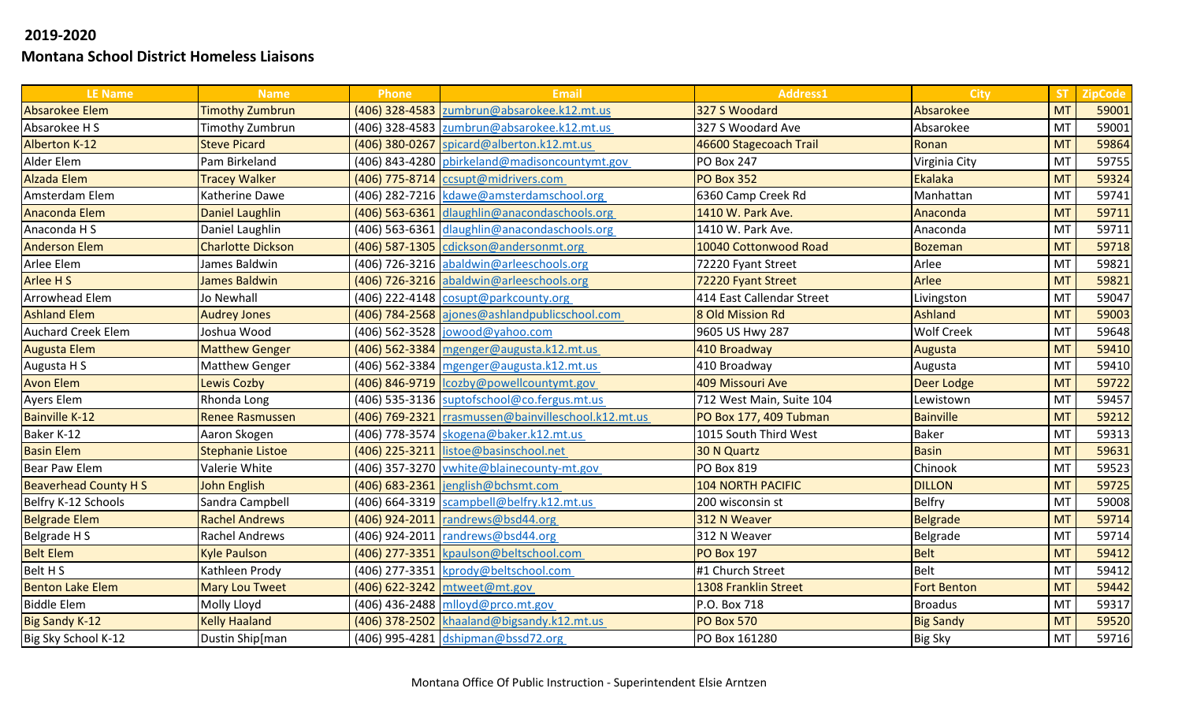**2019-2020**

**Montana School District Homeless Liaisons**

| LE Name | Name | Phone | Email | Address1 | City | ST | ZipCode |
|---|---|---|---|---|---|---|---|
| Absarokee Elem | Timothy Zumbrun | (406) 328-4583 | zumbrun@absarokee.k12.mt.us | 327 S Woodard | Absarokee | MT | 59001 |
| Absarokee H S | Timothy Zumbrun | (406) 328-4583 | zumbrun@absarokee.k12.mt.us | 327 S Woodard Ave | Absarokee | MT | 59001 |
| Alberton K-12 | Steve Picard | (406) 380-0267 | spicard@alberton.k12.mt.us | 46600 Stagecoach Trail | Ronan | MT | 59864 |
| Alder Elem | Pam Birkeland | (406) 843-4280 | pbirkeland@madisoncountymt.gov | PO Box 247 | Virginia City | MT | 59755 |
| Alzada Elem | Tracey Walker | (406) 775-8714 | ccsupt@midrivers.com | PO Box 352 | Ekalaka | MT | 59324 |
| Amsterdam Elem | Katherine Dawe | (406) 282-7216 | kdawe@amsterdamschool.org | 6360 Camp Creek Rd | Manhattan | MT | 59741 |
| Anaconda Elem | Daniel Laughlin | (406) 563-6361 | dlaughlin@anacondaschools.org | 1410 W. Park Ave. | Anaconda | MT | 59711 |
| Anaconda H S | Daniel Laughlin | (406) 563-6361 | dlaughlin@anacondaschools.org | 1410 W. Park Ave. | Anaconda | MT | 59711 |
| Anderson Elem | Charlotte Dickson | (406) 587-1305 | cdickson@andersonmt.org | 10040 Cottonwood Road | Bozeman | MT | 59718 |
| Arlee Elem | James Baldwin | (406) 726-3216 | abaldwin@arleeschools.org | 72220 Fyant Street | Arlee | MT | 59821 |
| Arlee H S | James Baldwin | (406) 726-3216 | abaldwin@arleeschools.org | 72220 Fyant Street | Arlee | MT | 59821 |
| Arrowhead Elem | Jo Newhall | (406) 222-4148 | cosupt@parkcounty.org | 414 East Callendar Street | Livingston | MT | 59047 |
| Ashland Elem | Audrey Jones | (406) 784-2568 | ajones@ashlandpublicschool.com | 8 Old Mission Rd | Ashland | MT | 59003 |
| Auchard Creek Elem | Joshua Wood | (406) 562-3528 | jowood@yahoo.com | 9605 US Hwy 287 | Wolf Creek | MT | 59648 |
| Augusta Elem | Matthew Genger | (406) 562-3384 | mgenger@augusta.k12.mt.us | 410 Broadway | Augusta | MT | 59410 |
| Augusta H S | Matthew Genger | (406) 562-3384 | mgenger@augusta.k12.mt.us | 410 Broadway | Augusta | MT | 59410 |
| Avon Elem | Lewis Cozby | (406) 846-9719 | lcozby@powellcountymt.gov | 409 Missouri Ave | Deer Lodge | MT | 59722 |
| Ayers Elem | Rhonda Long | (406) 535-3136 | suptofschool@co.fergus.mt.us | 712 West Main, Suite 104 | Lewistown | MT | 59457 |
| Bainville K-12 | Renee Rasmussen | (406) 769-2321 | rrasmussen@bainvilleschool.k12.mt.us | PO Box 177, 409 Tubman | Bainville | MT | 59212 |
| Baker K-12 | Aaron Skogen | (406) 778-3574 | skogena@baker.k12.mt.us | 1015 South Third West | Baker | MT | 59313 |
| Basin Elem | Stephanie Listoe | (406) 225-3211 | listoe@basinschool.net | 30 N Quartz | Basin | MT | 59631 |
| Bear Paw Elem | Valerie White | (406) 357-3270 | vwhite@blainecounty-mt.gov | PO Box 819 | Chinook | MT | 59523 |
| Beaverhead County H S | John English | (406) 683-2361 | jenglish@bchsmt.com | 104 NORTH PACIFIC | DILLON | MT | 59725 |
| Belfry K-12 Schools | Sandra Campbell | (406) 664-3319 | scampbell@belfry.k12.mt.us | 200 wisconsin st | Belfry | MT | 59008 |
| Belgrade Elem | Rachel Andrews | (406) 924-2011 | randrews@bsd44.org | 312 N Weaver | Belgrade | MT | 59714 |
| Belgrade H S | Rachel Andrews | (406) 924-2011 | randrews@bsd44.org | 312 N Weaver | Belgrade | MT | 59714 |
| Belt Elem | Kyle Paulson | (406) 277-3351 | kpaulson@beltschool.com | PO Box 197 | Belt | MT | 59412 |
| Belt H S | Kathleen Prody | (406) 277-3351 | kprody@beltschool.com | #1 Church Street | Belt | MT | 59412 |
| Benton Lake Elem | Mary Lou Tweet | (406) 622-3242 | mtweet@mt.gov | 1308 Franklin Street | Fort Benton | MT | 59442 |
| Biddle Elem | Molly Lloyd | (406) 436-2488 | mlloyd@prco.mt.gov | P.O. Box 718 | Broadus | MT | 59317 |
| Big Sandy K-12 | Kelly Haaland | (406) 378-2502 | khaaland@bigsandy.k12.mt.us | PO Box 570 | Big Sandy | MT | 59520 |
| Big Sky School K-12 | Dustin Ship[man | (406) 995-4281 | dshipman@bssd72.org | PO Box 161280 | Big Sky | MT | 59716 |

Montana Office Of Public Instruction - Superintendent Elsie Arntzen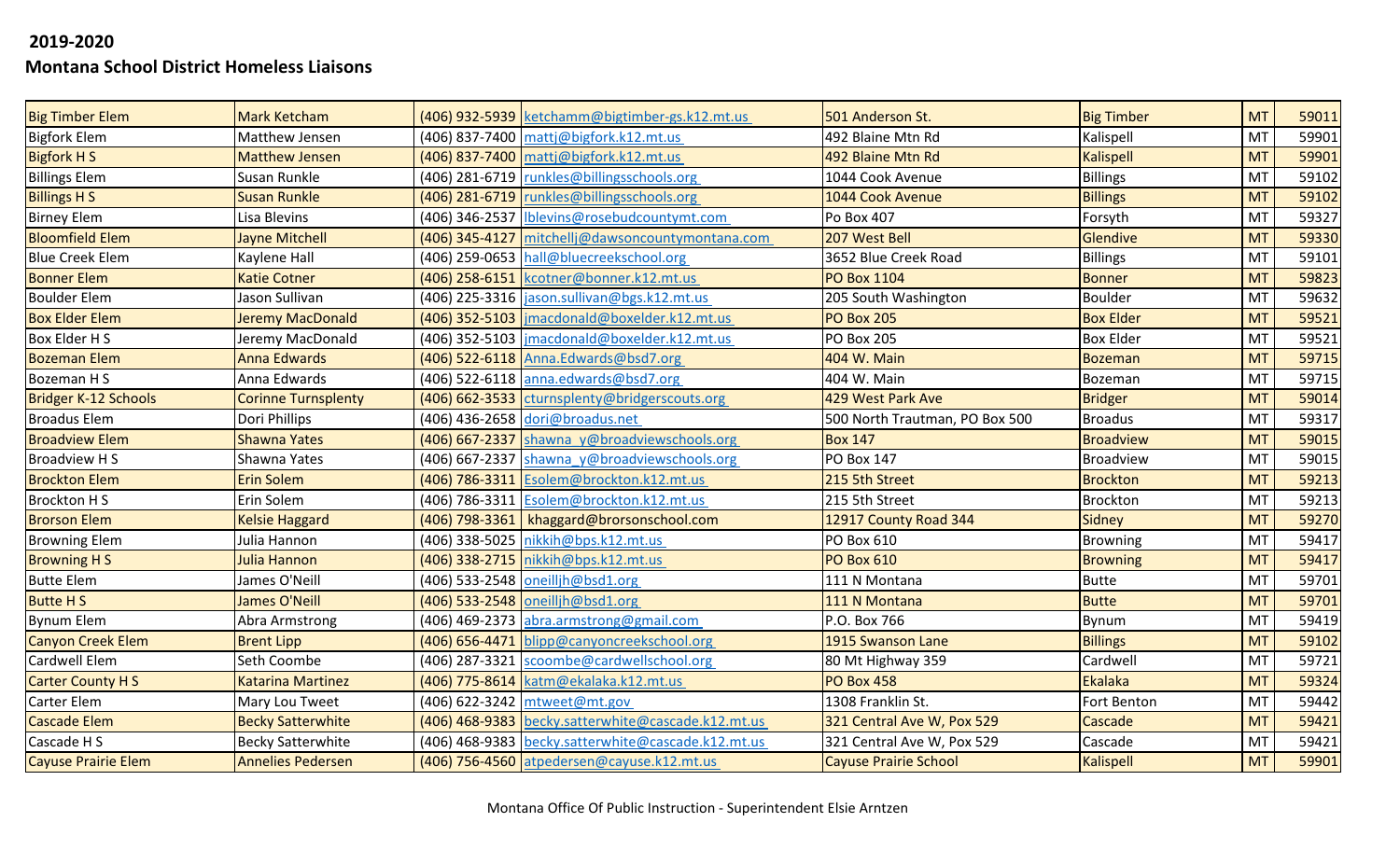**2019-2020**

**Montana School District Homeless Liaisons**

| | | | | | | | |
|---|---|---|---|---|---|---|---|
| Big Timber Elem | Mark Ketcham | (406) 932-5939 | ketchamm@bigtimber-gs.k12.mt.us | 501 Anderson St. | Big Timber | MT | 59011 |
| Bigfork Elem | Matthew Jensen | (406) 837-7400 | mattj@bigfork.k12.mt.us | 492 Blaine Mtn Rd | Kalispell | MT | 59901 |
| Bigfork H S | Matthew Jensen | (406) 837-7400 | mattj@bigfork.k12.mt.us | 492 Blaine Mtn Rd | Kalispell | MT | 59901 |
| Billings Elem | Susan Runkle | (406) 281-6719 | runkles@billingsschools.org | 1044 Cook Avenue | Billings | MT | 59102 |
| Billings H S | Susan Runkle | (406) 281-6719 | runkles@billingsschools.org | 1044 Cook Avenue | Billings | MT | 59102 |
| Birney Elem | Lisa Blevins | (406) 346-2537 | lblevins@rosebudcountymt.com | Po Box 407 | Forsyth | MT | 59327 |
| Bloomfield Elem | Jayne Mitchell | (406) 345-4127 | mitchellj@dawsoncountymontana.com | 207 West Bell | Glendive | MT | 59330 |
| Blue Creek Elem | Kaylene Hall | (406) 259-0653 | hall@bluecreekschool.org | 3652 Blue Creek Road | Billings | MT | 59101 |
| Bonner Elem | Katie Cotner | (406) 258-6151 | kcotner@bonner.k12.mt.us | PO Box 1104 | Bonner | MT | 59823 |
| Boulder Elem | Jason Sullivan | (406) 225-3316 | jason.sullivan@bgs.k12.mt.us | 205 South Washington | Boulder | MT | 59632 |
| Box Elder Elem | Jeremy MacDonald | (406) 352-5103 | jmacdonald@boxelder.k12.mt.us | PO Box 205 | Box Elder | MT | 59521 |
| Box Elder H S | Jeremy MacDonald | (406) 352-5103 | jmacdonald@boxelder.k12.mt.us | PO Box 205 | Box Elder | MT | 59521 |
| Bozeman Elem | Anna Edwards | (406) 522-6118 | Anna.Edwards@bsd7.org | 404 W. Main | Bozeman | MT | 59715 |
| Bozeman H S | Anna Edwards | (406) 522-6118 | anna.edwards@bsd7.org | 404 W. Main | Bozeman | MT | 59715 |
| Bridger K-12 Schools | Corinne Turnsplenty | (406) 662-3533 | cturnsplenty@bridgerscouts.org | 429 West Park Ave | Bridger | MT | 59014 |
| Broadus Elem | Dori Phillips | (406) 436-2658 | dori@broadus.net | 500 North Trautman, PO Box 500 | Broadus | MT | 59317 |
| Broadview Elem | Shawna Yates | (406) 667-2337 | shawna_y@broadviewschools.org | Box 147 | Broadview | MT | 59015 |
| Broadview H S | Shawna Yates | (406) 667-2337 | shawna_y@broadviewschools.org | PO Box 147 | Broadview | MT | 59015 |
| Brockton Elem | Erin Solem | (406) 786-3311 | Esolem@brockton.k12.mt.us | 215 5th Street | Brockton | MT | 59213 |
| Brockton H S | Erin Solem | (406) 786-3311 | Esolem@brockton.k12.mt.us | 215 5th Street | Brockton | MT | 59213 |
| Brorson Elem | Kelsie Haggard | (406) 798-3361 | khaggard@brorsonschool.com | 12917 County Road 344 | Sidney | MT | 59270 |
| Browning Elem | Julia Hannon | (406) 338-5025 | nikkih@bps.k12.mt.us | PO Box 610 | Browning | MT | 59417 |
| Browning H S | Julia Hannon | (406) 338-2715 | nikkih@bps.k12.mt.us | PO Box 610 | Browning | MT | 59417 |
| Butte Elem | James O'Neill | (406) 533-2548 | oneilljh@bsd1.org | 111 N Montana | Butte | MT | 59701 |
| Butte H S | James O'Neill | (406) 533-2548 | oneilljh@bsd1.org | 111 N Montana | Butte | MT | 59701 |
| Bynum Elem | Abra Armstrong | (406) 469-2373 | abra.armstrong@gmail.com | P.O. Box 766 | Bynum | MT | 59419 |
| Canyon Creek Elem | Brent Lipp | (406) 656-4471 | blipp@canyoncreekschool.org | 1915 Swanson Lane | Billings | MT | 59102 |
| Cardwell Elem | Seth Coombe | (406) 287-3321 | scoombe@cardwellschool.org | 80 Mt Highway 359 | Cardwell | MT | 59721 |
| Carter County H S | Katarina Martinez | (406) 775-8614 | katm@ekalaka.k12.mt.us | PO Box 458 | Ekalaka | MT | 59324 |
| Carter Elem | Mary Lou Tweet | (406) 622-3242 | mtweet@mt.gov | 1308 Franklin St. | Fort Benton | MT | 59442 |
| Cascade Elem | Becky Satterwhite | (406) 468-9383 | becky.satterwhite@cascade.k12.mt.us | 321 Central Ave W, Pox 529 | Cascade | MT | 59421 |
| Cascade H S | Becky Satterwhite | (406) 468-9383 | becky.satterwhite@cascade.k12.mt.us | 321 Central Ave W, Pox 529 | Cascade | MT | 59421 |
| Cayuse Prairie Elem | Annelies Pedersen | (406) 756-4560 | atpedersen@cayuse.k12.mt.us | Cayuse Prairie School | Kalispell | MT | 59901 |

Montana Office Of Public Instruction - Superintendent Elsie Arntzen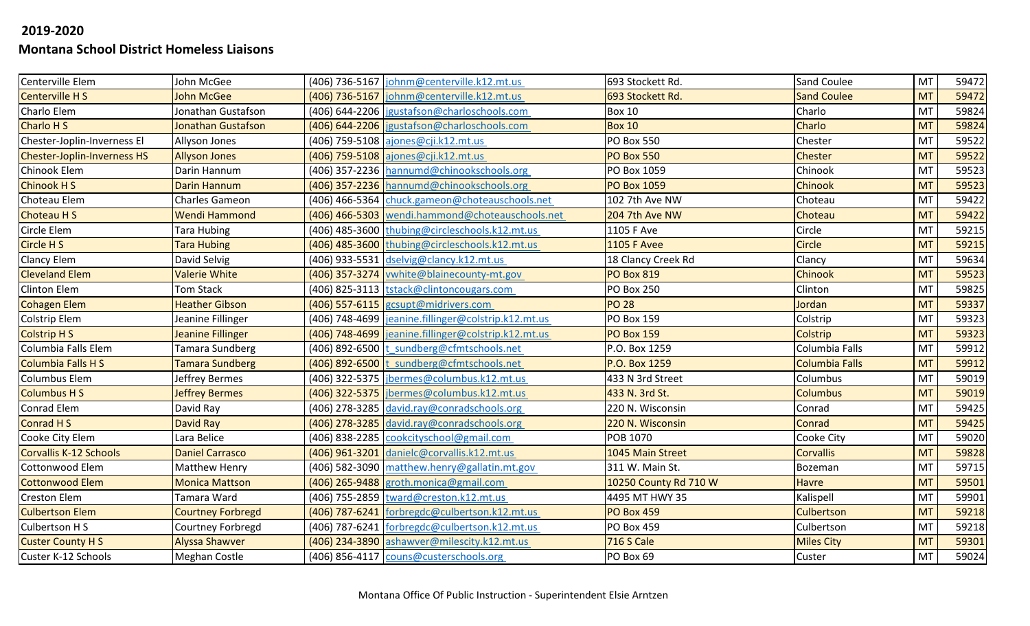## 2019-2020

## Montana School District Homeless Liaisons

| | | | | | | | |
|---|---|---|---|---|---|---|---|
| Centerville Elem | John McGee | (406) 736-5167 | johnm@centerville.k12.mt.us | 693 Stockett Rd. | Sand Coulee | MT | 59472 |
| Centerville H S | John McGee | (406) 736-5167 | johnm@centerville.k12.mt.us | 693 Stockett Rd. | Sand Coulee | MT | 59472 |
| Charlo Elem | Jonathan Gustafson | (406) 644-2206 | jgustafson@charloschools.com | Box 10 | Charlo | MT | 59824 |
| Charlo H S | Jonathan Gustafson | (406) 644-2206 | jgustafson@charloschools.com | Box 10 | Charlo | MT | 59824 |
| Chester-Joplin-Inverness El | Allyson Jones | (406) 759-5108 | ajones@cji.k12.mt.us | PO Box 550 | Chester | MT | 59522 |
| Chester-Joplin-Inverness HS | Allyson Jones | (406) 759-5108 | ajones@cji.k12.mt.us | PO Box 550 | Chester | MT | 59522 |
| Chinook Elem | Darin Hannum | (406) 357-2236 | hannumd@chinookschools.org | PO Box 1059 | Chinook | MT | 59523 |
| Chinook H S | Darin Hannum | (406) 357-2236 | hannumd@chinookschools.org | PO Box 1059 | Chinook | MT | 59523 |
| Choteau Elem | Charles Gameon | (406) 466-5364 | chuck.gameon@choteauschools.net | 102 7th Ave NW | Choteau | MT | 59422 |
| Choteau H S | Wendi Hammond | (406) 466-5303 | wendi.hammond@choteauschools.net | 204 7th Ave NW | Choteau | MT | 59422 |
| Circle Elem | Tara Hubing | (406) 485-3600 | thubing@circleschools.k12.mt.us | 1105 F Ave | Circle | MT | 59215 |
| Circle H S | Tara Hubing | (406) 485-3600 | thubing@circleschools.k12.mt.us | 1105 F Avee | Circle | MT | 59215 |
| Clancy Elem | David Selvig | (406) 933-5531 | dselvig@clancy.k12.mt.us | 18 Clancy Creek Rd | Clancy | MT | 59634 |
| Cleveland Elem | Valerie White | (406) 357-3274 | vwhite@blainecounty-mt.gov | PO Box 819 | Chinook | MT | 59523 |
| Clinton Elem | Tom Stack | (406) 825-3113 | tstack@clintoncougars.com | PO Box 250 | Clinton | MT | 59825 |
| Cohagen Elem | Heather Gibson | (406) 557-6115 | gcsupt@midrivers.com | PO 28 | Jordan | MT | 59337 |
| Colstrip Elem | Jeanine Fillinger | (406) 748-4699 | jeanine.fillinger@colstrip.k12.mt.us | PO Box 159 | Colstrip | MT | 59323 |
| Colstrip H S | Jeanine Fillinger | (406) 748-4699 | jeanine.fillinger@colstrip.k12.mt.us | PO Box 159 | Colstrip | MT | 59323 |
| Columbia Falls Elem | Tamara Sundberg | (406) 892-6500 | t_sundberg@cfmtschools.net | P.O. Box 1259 | Columbia Falls | MT | 59912 |
| Columbia Falls H S | Tamara Sundberg | (406) 892-6500 | t_sundberg@cfmtschools.net | P.O. Box 1259 | Columbia Falls | MT | 59912 |
| Columbus Elem | Jeffrey Bermes | (406) 322-5375 | jbermes@columbus.k12.mt.us | 433 N 3rd Street | Columbus | MT | 59019 |
| Columbus H S | Jeffrey Bermes | (406) 322-5375 | jbermes@columbus.k12.mt.us | 433 N. 3rd St. | Columbus | MT | 59019 |
| Conrad Elem | David Ray | (406) 278-3285 | david.ray@conradschools.org | 220 N. Wisconsin | Conrad | MT | 59425 |
| Conrad H S | David Ray | (406) 278-3285 | david.ray@conradschools.org | 220 N. Wisconsin | Conrad | MT | 59425 |
| Cooke City Elem | Lara Belice | (406) 838-2285 | cookcityschool@gmail.com | POB 1070 | Cooke City | MT | 59020 |
| Corvallis K-12 Schools | Daniel Carrasco | (406) 961-3201 | danielc@corvallis.k12.mt.us | 1045 Main Street | Corvallis | MT | 59828 |
| Cottonwood Elem | Matthew Henry | (406) 582-3090 | matthew.henry@gallatin.mt.gov | 311 W. Main St. | Bozeman | MT | 59715 |
| Cottonwood Elem | Monica Mattson | (406) 265-9488 | groth.monica@gmail.com | 10250 County Rd 710 W | Havre | MT | 59501 |
| Creston Elem | Tamara Ward | (406) 755-2859 | tward@creston.k12.mt.us | 4495 MT HWY 35 | Kalispell | MT | 59901 |
| Culbertson Elem | Courtney Forbregd | (406) 787-6241 | forbregdc@culbertson.k12.mt.us | PO Box 459 | Culbertson | MT | 59218 |
| Culbertson H S | Courtney Forbregd | (406) 787-6241 | forbregdc@culbertson.k12.mt.us | PO Box 459 | Culbertson | MT | 59218 |
| Custer County H S | Alyssa Shawver | (406) 234-3890 | ashawver@milescity.k12.mt.us | 716 S Cale | Miles City | MT | 59301 |
| Custer K-12 Schools | Meghan Costle | (406) 856-4117 | couns@custerschools.org | PO Box 69 | Custer | MT | 59024 |

Montana Office Of Public Instruction - Superintendent Elsie Arntzen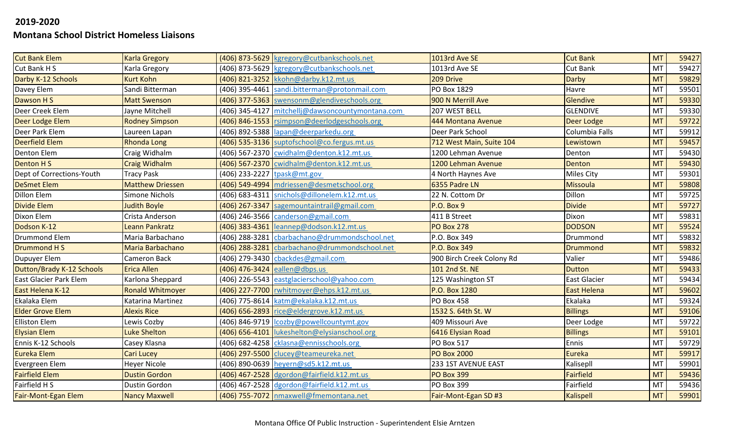**2019-2020**

**Montana School District Homeless Liaisons**

| | | | | | | | |
|---|---|---|---|---|---|---|---|
| Cut Bank Elem | Karla Gregory | (406) 873-5629 | kgregory@cutbankschools.net | 1013rd Ave SE | Cut Bank | MT | 59427 |
| Cut Bank H S | Karla Gregory | (406) 873-5629 | kgregory@cutbankschools.net | 1013rd Ave SE | Cut Bank | MT | 59427 |
| Darby K-12 Schools | Kurt Kohn | (406) 821-3252 | kkohn@darby.k12.mt.us | 209 Drive | Darby | MT | 59829 |
| Davey Elem | Sandi Bitterman | (406) 395-4461 | sandi.bitterman@protonmail.com | PO Box 1829 | Havre | MT | 59501 |
| Dawson H S | Matt Swenson | (406) 377-5363 | swensonm@glendiveschools.org | 900 N Merrill Ave | Glendive | MT | 59330 |
| Deer Creek Elem | Jayne Mitchell | (406) 345-4127 | mitchellj@dawsoncountymontana.com | 207 WEST BELL | GLENDIVE | MT | 59330 |
| Deer Lodge Elem | Rodney Simpson | (406) 846-1553 | rsimpson@deerlodgeschools.org | 444 Montana Avenue | Deer Lodge | MT | 59722 |
| Deer Park Elem | Laureen Lapan | (406) 892-5388 | lapan@deerparkedu.org | Deer Park School | Columbia Falls | MT | 59912 |
| Deerfield Elem | Rhonda Long | (406) 535-3136 | suptofschool@co.fergus.mt.us | 712 West Main, Suite 104 | Lewistown | MT | 59457 |
| Denton Elem | Craig Widhalm | (406) 567-2370 | cwidhalm@denton.k12.mt.us | 1200 Lehman Avenue | Denton | MT | 59430 |
| Denton H S | Craig Widhalm | (406) 567-2370 | cwidhalm@denton.k12.mt.us | 1200 Lehman Avenue | Denton | MT | 59430 |
| Dept of Corrections-Youth | Tracy Pask | (406) 233-2227 | tpask@mt.gov | 4 North Haynes Ave | Miles City | MT | 59301 |
| DeSmet Elem | Matthew Driessen | (406) 549-4994 | mdriessen@desmetschool.org | 6355 Padre LN | Missoula | MT | 59808 |
| Dillon Elem | Simone Nichols | (406) 683-4311 | snichols@dillonelem.k12.mt.us | 22 N. Cottom Dr | Dillon | MT | 59725 |
| Divide Elem | Judith Boyle | (406) 267-3347 | sagemountaintrail@gmail.com | P.O. Box 9 | Divide | MT | 59727 |
| Dixon Elem | Crista Anderson | (406) 246-3566 | canderson@gmail.com | 411 B Street | Dixon | MT | 59831 |
| Dodson K-12 | Leann Pankratz | (406) 383-4361 | leannep@dodson.k12.mt.us | PO Box 278 | DODSON | MT | 59524 |
| Drummond Elem | Maria Barbachano | (406) 288-3281 | cbarbachano@drummondschool.net | P.O. Box 349 | Drummond | MT | 59832 |
| Drummond H S | Maria Barbachano | (406) 288-3281 | cbarbachano@drummondschool.net | P.O. Box 349 | Drummond | MT | 59832 |
| Dupuyer Elem | Cameron Back | (406) 279-3430 | cbackdes@gmail.com | 900 Birch Creek Colony Rd | Valier | MT | 59486 |
| Dutton/Brady K-12 Schools | Erica Allen | (406) 476-3424 | eallen@dbps.us | 101 2nd St. NE | Dutton | MT | 59433 |
| East Glacier Park Elem | Karlona Sheppard | (406) 226-5543 | eastglacierschool@yahoo.com | 125 Washington ST | East Glacier | MT | 59434 |
| East Helena K-12 | Ronald Whitmoyer | (406) 227-7700 | rwhitmoyer@ehps.k12.mt.us | P.O. Box 1280 | East Helena | MT | 59602 |
| Ekalaka Elem | Katarina Martinez | (406) 775-8614 | katm@ekalaka.k12.mt.us | PO Box 458 | Ekalaka | MT | 59324 |
| Elder Grove Elem | Alexis Rice | (406) 656-2893 | rice@eldergrove.k12.mt.us | 1532 S. 64th St. W | Billings | MT | 59106 |
| Elliston Elem | Lewis Cozby | (406) 846-9719 | lcozby@powellcountymt.gov | 409 Missouri Ave | Deer Lodge | MT | 59722 |
| Elysian Elem | Luke Shelton | (406) 656-4101 | lukeshelton@elysianschool.org | 6416 Elysian Road | Billings | MT | 59101 |
| Ennis K-12 Schools | Casey Klasna | (406) 682-4258 | cklasna@ennisschools.org | PO Box 517 | Ennis | MT | 59729 |
| Eureka Elem | Cari Lucey | (406) 297-5500 | clucey@teameureka.net | PO Box 2000 | Eureka | MT | 59917 |
| Evergreen Elem | Heyer Nicole | (406) 890-0639 | heyern@sd5.k12.mt.us | 233 1ST AVENUE EAST | Kalisepll | MT | 59901 |
| Fairfield Elem | Dustin Gordon | (406) 467-2528 | dgordon@fairfield.k12.mt.us | PO Box 399 | Fairfield | MT | 59436 |
| Fairfield H S | Dustin Gordon | (406) 467-2528 | dgordon@fairfield.k12.mt.us | PO Box 399 | Fairfield | MT | 59436 |
| Fair-Mont-Egan Elem | Nancy Maxwell | (406) 755-7072 | nmaxwell@fmemontana.net | Fair-Mont-Egan SD #3 | Kalispell | MT | 59901 |

Montana Office Of Public Instruction - Superintendent Elsie Arntzen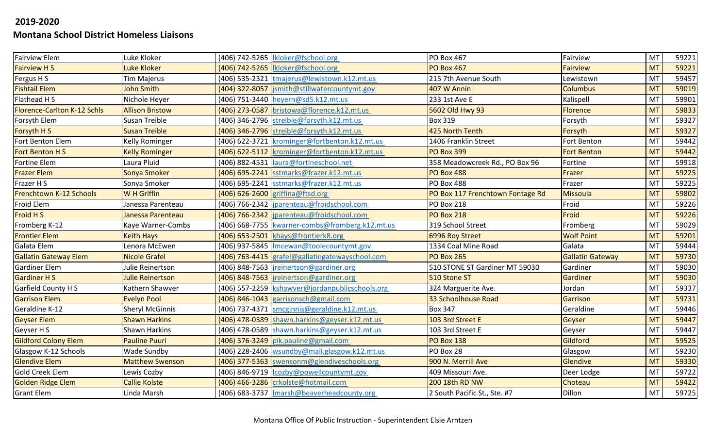**2019-2020**

**Montana School District Homeless Liaisons**

| | | | | | | | |
|---|---|---|---|---|---|---|---|
| Fairview Elem | Luke Kloker | (406) 742-5265 | lkloker@fschool.org | PO Box 467 | Fairview | MT | 59221 |
| Fairview H S | Luke Kloker | (406) 742-5265 | lkloker@fschool.org | PO Box 467 | Fairview | MT | 59221 |
| Fergus H S | Tim Majerus | (406) 535-2321 | tmajerus@lewistown.k12.mt.us | 215 7th Avenue South | Lewistown | MT | 59457 |
| Fishtail Elem | John Smith | (404) 322-8057 | jsmith@stillwatercountymt.gov | 407 W Annin | Columbus | MT | 59019 |
| Flathead H S | Nichole Heyer | (406) 751-3440 | heyern@sd5.k12.mt.us | 233 1st Ave E | Kalispell | MT | 59901 |
| Florence-Carlton K-12 Schls | Allison Bristow | (406) 273-0587 | bristowa@florence.k12.mt.us | 5602 Old Hwy 93 | Florence | MT | 59833 |
| Forsyth Elem | Susan Treible | (406) 346-2796 | streible@forsyth.k12.mt.us | Box 319 | Forsyth | MT | 59327 |
| Forsyth H S | Susan Treible | (406) 346-2796 | streible@forsyth.k12.mt.us | 425 North Tenth | Forsyth | MT | 59327 |
| Fort Benton Elem | Kelly Rominger | (406) 622-3721 | krominger@fortbenton.k12.mt.us | 1406 Franklin Street | Fort Benton | MT | 59442 |
| Fort Benton H S | Kelly Rominger | (406) 622-5112 | krominger@fortbenton.k12.mt.us | PO Box 399 | Fort Benton | MT | 59442 |
| Fortine Elem | Laura Pluid | (406) 882-4531 | laura@fortineschool.net | 358 Meadowcreek Rd., PO Box 96 | Fortine | MT | 59918 |
| Frazer Elem | Sonya Smoker | (406) 695-2241 | sstmarks@frazer.k12.mt.us | PO Box 488 | Frazer | MT | 59225 |
| Frazer H S | Sonya Smoker | (406) 695-2241 | sstmarks@frazer.k12.mt.us | PO Box 488 | Frazer | MT | 59225 |
| Frenchtown K-12 Schools | W H Griffin | (406) 626-2600 | griffina@ftsd.org | PO Box 117 Frenchtown Fontage Rd | Missoula | MT | 59802 |
| Froid Elem | Janessa Parenteau | (406) 766-2342 | jparenteau@froidschool.com | PO Box 218 | Froid | MT | 59226 |
| Froid H S | Janessa Parenteau | (406) 766-2342 | jparenteau@froidschool.com | PO Box 218 | Froid | MT | 59226 |
| Fromberg K-12 | Kaye Warner-Combs | (406) 668-7755 | kwarner-combs@fromberg.k12.mt.us | 319 School Street | Fromberg | MT | 59029 |
| Frontier Elem | Keith Hays | (406) 653-2501 | khays@frontierk8.org | 6996 Roy Street | Wolf Point | MT | 59201 |
| Galata Elem | Lenora McEwen | (406) 937-5845 | lmcewan@toolecountymt.gov | 1334 Coal Mine Road | Galata | MT | 59444 |
| Gallatin Gateway Elem | Nicole Grafel | (406) 763-4415 | grafel@gallatingatewayschool.com | PO Box 265 | Gallatin Gateway | MT | 59730 |
| Gardiner Elem | Julie Reinertson | (406) 848-7563 | jreinertson@gardiner.org | 510 STONE ST Gardiner MT 59030 | Gardiner | MT | 59030 |
| Gardiner H S | Julie Reinertson | (406) 848-7563 | jreinertson@gardiner.org | 510 Stone ST | Gardiner | MT | 59030 |
| Garfield County H S | Kathern Shawver | (406) 557-2259 | kshawver@jordanpublicschools.org | 324 Marguerite Ave. | Jordan | MT | 59337 |
| Garrison Elem | Evelyn Pool | (406) 846-1043 | garrisonsch@gmail.com | 33 Schoolhouse Road | Garrison | MT | 59731 |
| Geraldine K-12 | Sheryl McGinnis | (406) 737-4371 | smcginnis@geraldine.k12.mt.us | Box 347 | Geraldine | MT | 59446 |
| Geyser Elem | Shawn Harkins | (406) 478-0589 | shawn.harkins@geyser.k12.mt.us | 103 3rd Street E | Geyser | MT | 59447 |
| Geyser H S | Shawn Harkins | (406) 478-0589 | shawn.harkins@geyser.k12.mt.us | 103 3rd Street E | Geyser | MT | 59447 |
| Gildford Colony Elem | Pauline Puuri | (406) 376-3249 | pik.pauline@gmail.com | PO Box 138 | Gildford | MT | 59525 |
| Glasgow K-12 Schools | Wade Sundby | (406) 228-2406 | wsundby@mail.glasgow.k12.mt.us | PO Box 28 | Glasgow | MT | 59230 |
| Glendive Elem | Matthew Swenson | (406) 377-5363 | swensonm@glendiveschools.org | 900 N. Merrill Ave | Glendive | MT | 59330 |
| Gold Creek Elem | Lewis Cozby | (406) 846-9719 | lcozby@powellcountymt.gov | 409 Missouri Ave. | Deer Lodge | MT | 59722 |
| Golden Ridge Elem | Callie Kolste | (406) 466-3286 | crkolste@hotmail.com | 200 18th RD NW | Choteau | MT | 59422 |
| Grant Elem | Linda Marsh | (406) 683-3737 | lmarsh@beaverheadcounty.org | 2 South Pacific St., Ste. #7 | Dillon | MT | 59725 |

Montana Office Of Public Instruction - Superintendent Elsie Arntzen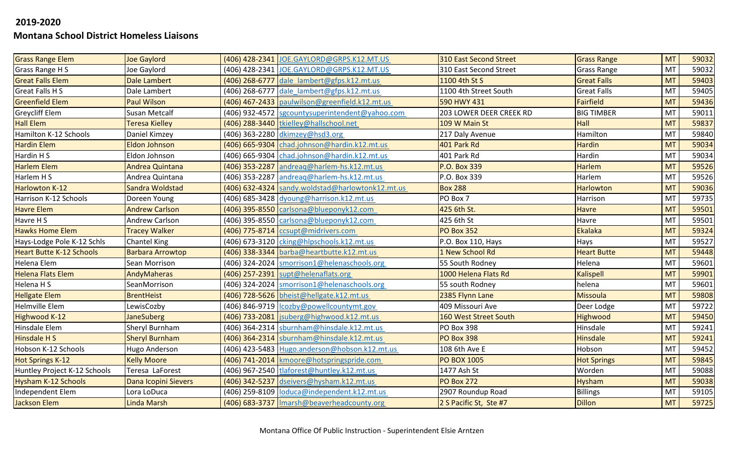## 2019-2020

## Montana School District Homeless Liaisons

| | | | | | | | |
|---|---|---|---|---|---|---|---|
| Grass Range Elem | Joe Gaylord | (406) 428-2341 | JOE.GAYLORD@GRPS.K12.MT.US | 310 East Second Street | Grass Range | MT | 59032 |
| Grass Range H S | Joe Gaylord | (406) 428-2341 | JOE.GAYLORD@GRPS.K12.MT.US | 310 East Second Street | Grass Range | MT | 59032 |
| Great Falls Elem | Dale Lambert | (406) 268-6777 | dale_lambert@gfps.k12.mt.us | 1100 4th St S | Great Falls | MT | 59403 |
| Great Falls H S | Dale Lambert | (406) 268-6777 | dale_lambert@gfps.k12.mt.us | 1100 4th Street South | Great Falls | MT | 59405 |
| Greenfield Elem | Paul Wilson | (406) 467-2433 | paulwilson@greenfield.k12.mt.us | 590 HWY 431 | Fairfield | MT | 59436 |
| Greycliff Elem | Susan Metcalf | (406) 932-4572 | sgcountysuperintendent@yahoo.com | 203 LOWER DEER CREEK RD | BIG TIMBER | MT | 59011 |
| Hall Elem | Teresa Kielley | (406) 288-3440 | tkielley@hallschool.net | 109 W Main St | Hall | MT | 59837 |
| Hamilton K-12 Schools | Daniel Kimzey | (406) 363-2280 | dkimzey@hsd3.org | 217 Daly Avenue | Hamilton | MT | 59840 |
| Hardin Elem | Eldon Johnson | (406) 665-9304 | chad.johnson@hardin.k12.mt.us | 401 Park Rd | Hardin | MT | 59034 |
| Hardin H S | Eldon Johnson | (406) 665-9304 | chad.johnson@hardin.k12.mt.us | 401 Park Rd | Hardin | MT | 59034 |
| Harlem Elem | Andrea Quintana | (406) 353-2287 | andreaq@harlem-hs.k12.mt.us | P.O. Box 339 | Harlem | MT | 59526 |
| Harlem H S | Andrea Quintana | (406) 353-2287 | andreaq@harlem-hs.k12.mt.us | P.O. Box 339 | Harlem | MT | 59526 |
| Harlowton K-12 | Sandra Woldstad | (406) 632-4324 | sandy.woldstad@harlowtonk12.mt.us | Box 288 | Harlowton | MT | 59036 |
| Harrison K-12 Schools | Doreen Young | (406) 685-3428 | dyoung@harrison.k12.mt.us | PO Box 7 | Harrison | MT | 59735 |
| Havre Elem | Andrew Carlson | (406) 395-8550 | carlsona@blueponyk12.com | 425 6th St. | Havre | MT | 59501 |
| Havre H S | Andrew Carlson | (406) 395-8550 | carlsona@blueponyk12.com | 425 6th St | Havre | MT | 59501 |
| Hawks Home Elem | Tracey Walker | (406) 775-8714 | ccsupt@midrivers.com | PO Box 352 | Ekalaka | MT | 59324 |
| Hays-Lodge Pole K-12 Schls | Chantel King | (406) 673-3120 | cking@hlpschools.k12.mt.us | P.O. Box 110, Hays | Hays | MT | 59527 |
| Heart Butte K-12 Schools | Barbara Arrowtop | (406) 338-3344 | barba@heartbutte.k12.mt.us | 1 New School Rd | Heart Butte | MT | 59448 |
| Helena Elem | Sean Morrison | (406) 324-2024 | smorrison1@helenaschools.org | 55 South Rodney | Helena | MT | 59601 |
| Helena Flats Elem | AndyMaheras | (406) 257-2391 | supt@helenaflats.org | 1000 Helena Flats Rd | Kalispell | MT | 59901 |
| Helena H S | SeanMorrison | (406) 324-2024 | smorrison1@helenaschools.org | 55 south Rodney | helena | MT | 59601 |
| Hellgate Elem | BrentHeist | (406) 728-5626 | bheist@hellgate.k12.mt.us | 2385 Flynn Lane | Missoula | MT | 59808 |
| Helmville Elem | LewisCozby | (406) 846-9719 | lcozby@powellcountymt.gov | 409 Missouri Ave | Deer Lodge | MT | 59722 |
| Highwood K-12 | JaneSuberg | (406) 733-2081 | jsuberg@highwood.k12.mt.us | 160 West Street South | Highwood | MT | 59450 |
| Hinsdale Elem | Sheryl Burnham | (406) 364-2314 | sburnham@hinsdale.k12.mt.us | PO Box 398 | Hinsdale | MT | 59241 |
| Hinsdale H S | Sheryl Burnham | (406) 364-2314 | sburnham@hinsdale.k12.mt.us | PO Box 398 | Hinsdale | MT | 59241 |
| Hobson K-12 Schools | Hugo Anderson | (406) 423-5483 | Hugo.anderson@hobson.k12.mt.us | 108 6th Ave E | Hobson | MT | 59452 |
| Hot Springs K-12 | Kelly Moore | (406) 741-2014 | kmoore@hotspringspride.com | PO BOX 1005 | Hot Springs | MT | 59845 |
| Huntley Project K-12 Schools | Teresa LaForest | (406) 967-2540 | tlaforest@huntley.k12.mt.us | 1477 Ash St | Worden | MT | 59088 |
| Hysham K-12 Schools | Dana Icopini Sievers | (406) 342-5237 | dseivers@hysham.k12.mt.us | PO Box 272 | Hysham | MT | 59038 |
| Independent Elem | Lora LoDuca | (406) 259-8109 | loduca@independent.k12.mt.us | 2907 Roundup Road | Billings | MT | 59105 |
| Jackson Elem | Linda Marsh | (406) 683-3737 | lmarsh@beaverheadcounty.org | 2 S Pacific St, Ste #7 | Dillon | MT | 59725 |

Montana Office Of Public Instruction - Superintendent Elsie Arntzen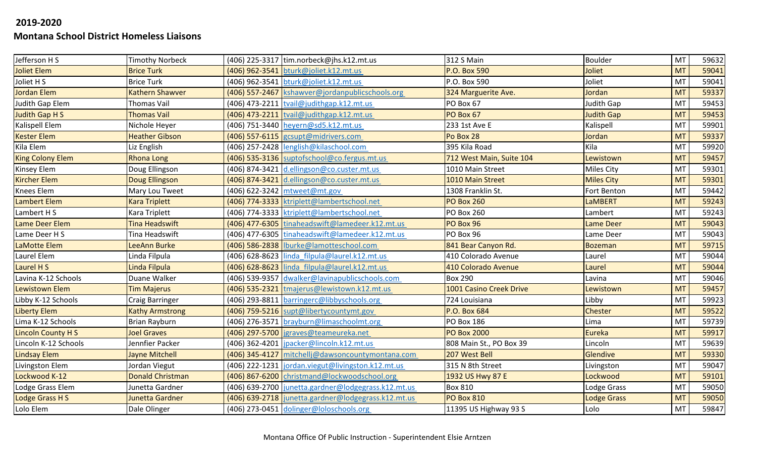**2019-2020**

**Montana School District Homeless Liaisons**

| | | | | | | | |
|---|---|---|---|---|---|---|---|
| Jefferson H S | Timothy Norbeck | (406) 225-3317 | tim.norbeck@jhs.k12.mt.us | 312 S Main | Boulder | MT | 59632 |
| Joliet Elem | Brice Turk | (406) 962-3541 | bturk@joliet.k12.mt.us | P.O. Box 590 | Joliet | MT | 59041 |
| Joliet H S | Brice Turk | (406) 962-3541 | bturk@joliet.k12.mt.us | P.O. Box 590 | Joliet | MT | 59041 |
| Jordan Elem | Kathern Shawver | (406) 557-2467 | kshawver@jordanpublicschools.org | 324 Marguerite Ave. | Jordan | MT | 59337 |
| Judith Gap Elem | Thomas Vail | (406) 473-2211 | tvail@judithgap.k12.mt.us | PO Box 67 | Judith Gap | MT | 59453 |
| Judith Gap H S | Thomas Vail | (406) 473-2211 | tvail@judithgap.k12.mt.us | PO Box 67 | Judith Gap | MT | 59453 |
| Kalispell Elem | Nichole Heyer | (406) 751-3440 | heyern@sd5.k12.mt.us | 233 1st Ave E | Kalispell | MT | 59901 |
| Kester Elem | Heather Gibson | (406) 557-6115 | gcsupt@midrivers.com | Po Box 28 | Jordan | MT | 59337 |
| Kila Elem | Liz English | (406) 257-2428 | lenglish@kilaschool.com | 395 Kila Road | Kila | MT | 59920 |
| King Colony Elem | Rhona Long | (406) 535-3136 | suptofschool@co.fergus.mt.us | 712 West Main, Suite 104 | Lewistown | MT | 59457 |
| Kinsey Elem | Doug Ellingson | (406) 874-3421 | d.ellingson@co.custer.mt.us | 1010 Main Street | Miles City | MT | 59301 |
| Kircher Elem | Doug Ellingson | (406) 874-3421 | d.ellingson@co.custer.mt.us | 1010 Main Street | Miles City | MT | 59301 |
| Knees Elem | Mary Lou Tweet | (406) 622-3242 | mtweet@mt.gov | 1308 Franklin St. | Fort Benton | MT | 59442 |
| Lambert Elem | Kara Triplett | (406) 774-3333 | ktriplett@lambertschool.net | PO Box 260 | LaMBERT | MT | 59243 |
| Lambert H S | Kara Triplett | (406) 774-3333 | ktriplett@lambertschool.net | PO Box 260 | Lambert | MT | 59243 |
| Lame Deer Elem | Tina Headswift | (406) 477-6305 | tinaheadswift@lamedeer.k12.mt.us | PO Box 96 | Lame Deer | MT | 59043 |
| Lame Deer H S | Tina Headswift | (406) 477-6305 | tinaheadswift@lamedeer.k12.mt.us | PO Box 96 | Lame Deer | MT | 59043 |
| LaMotte Elem | LeeAnn Burke | (406) 586-2838 | lburke@lamotteschool.com | 841 Bear Canyon Rd. | Bozeman | MT | 59715 |
| Laurel Elem | Linda Filpula | (406) 628-8623 | linda_filpula@laurel.k12.mt.us | 410 Colorado Avenue | Laurel | MT | 59044 |
| Laurel H S | Linda Filpula | (406) 628-8623 | linda_filpula@laurel.k12.mt.us | 410 Colorado Avenue | Laurel | MT | 59044 |
| Lavina K-12 Schools | Duane Walker | (406) 539-9357 | dwalker@lavinapublicschools.com | Box 290 | Lavina | MT | 59046 |
| Lewistown Elem | Tim Majerus | (406) 535-2321 | tmajerus@lewistown.k12.mt.us | 1001 Casino Creek Drive | Lewistown | MT | 59457 |
| Libby K-12 Schools | Craig Barringer | (406) 293-8811 | barringerc@libbyschools.org | 724 Louisiana | Libby | MT | 59923 |
| Liberty Elem | Kathy Armstrong | (406) 759-5216 | supt@libertycountymt.gov | P.O. Box 684 | Chester | MT | 59522 |
| Lima K-12 Schools | Brian Rayburn | (406) 276-3571 | brayburn@limaschoolmt.org | PO Box 186 | Lima | MT | 59739 |
| Lincoln County H S | Joel Graves | (406) 297-5700 | jgraves@teameureka.net | PO Box 2000 | Eureka | MT | 59917 |
| Lincoln K-12 Schools | Jennfier Packer | (406) 362-4201 | jpacker@lincoln.k12.mt.us | 808 Main St., PO Box 39 | Lincoln | MT | 59639 |
| Lindsay Elem | Jayne Mitchell | (406) 345-4127 | mitchellj@dawsoncountymontana.com | 207 West Bell | Glendive | MT | 59330 |
| Livingston Elem | Jordan Viegut | (406) 222-1231 | jordan.viegut@livingston.k12.mt.us | 315 N 8th Street | Livingston | MT | 59047 |
| Lockwood K-12 | Donald Christman | (406) 867-6200 | christmand@lockwoodschool.org | 1932 US Hwy 87 E | Lockwood | MT | 59101 |
| Lodge Grass Elem | Junetta Gardner | (406) 639-2700 | junetta.gardner@lodgegrass.k12.mt.us | Box 810 | Lodge Grass | MT | 59050 |
| Lodge Grass H S | Junetta Gardner | (406) 639-2718 | junetta.gardner@lodgegrass.k12.mt.us | PO Box 810 | Lodge Grass | MT | 59050 |
| Lolo Elem | Dale Olinger | (406) 273-0451 | dolinger@loloschools.org | 11395 US Highway 93 S | Lolo | MT | 59847 |

Montana Office Of Public Instruction - Superintendent Elsie Arntzen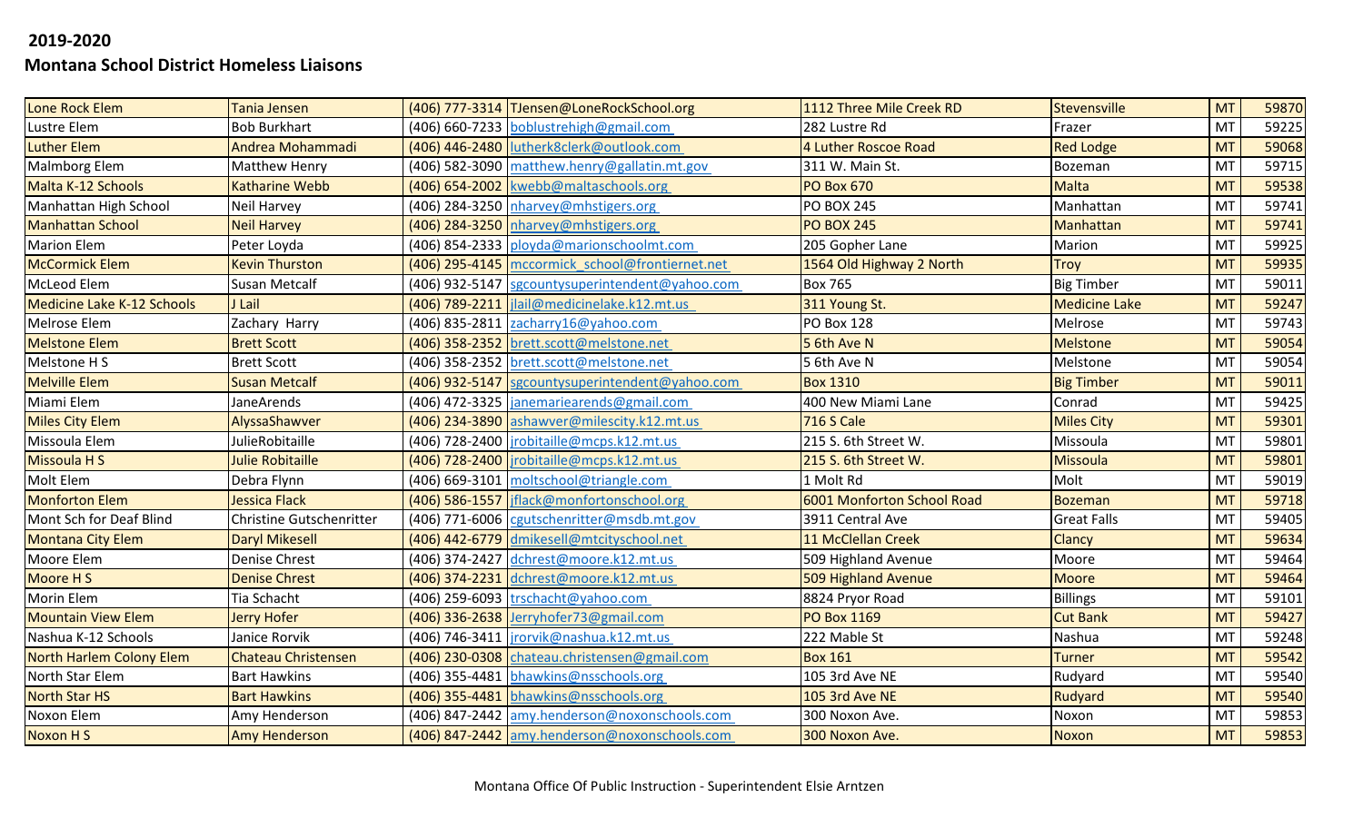**2019-2020**

**Montana School District Homeless Liaisons**

| | | | | | | | |
|---|---|---|---|---|---|---|---|
| Lone Rock Elem | Tania Jensen | (406) 777-3314 | TJensen@LoneRockSchool.org | 1112 Three Mile Creek RD | Stevensville | MT | 59870 |
| Lustre Elem | Bob Burkhart | (406) 660-7233 | boblustrehigh@gmail.com | 282 Lustre Rd | Frazer | MT | 59225 |
| Luther Elem | Andrea Mohammadi | (406) 446-2480 | lutherk8clerk@outlook.com | 4 Luther Roscoe Road | Red Lodge | MT | 59068 |
| Malmborg Elem | Matthew Henry | (406) 582-3090 | matthew.henry@gallatin.mt.gov | 311 W. Main St. | Bozeman | MT | 59715 |
| Malta K-12 Schools | Katharine Webb | (406) 654-2002 | kwebb@maltaschools.org | PO Box 670 | Malta | MT | 59538 |
| Manhattan High School | Neil Harvey | (406) 284-3250 | nharvey@mhstigers.org | PO BOX 245 | Manhattan | MT | 59741 |
| Manhattan School | Neil Harvey | (406) 284-3250 | nharvey@mhstigers.org | PO BOX 245 | Manhattan | MT | 59741 |
| Marion Elem | Peter Loyda | (406) 854-2333 | ployda@marionschoolmt.com | 205 Gopher Lane | Marion | MT | 59925 |
| McCormick Elem | Kevin Thurston | (406) 295-4145 | mccormick_school@frontiernet.net | 1564 Old Highway 2 North | Troy | MT | 59935 |
| McLeod Elem | Susan Metcalf | (406) 932-5147 | sgcountysuperintendent@yahoo.com | Box 765 | Big Timber | MT | 59011 |
| Medicine Lake K-12 Schools | J Lail | (406) 789-2211 | jlail@medicinelake.k12.mt.us | 311 Young St. | Medicine Lake | MT | 59247 |
| Melrose Elem | Zachary Harry | (406) 835-2811 | zacharry16@yahoo.com | PO Box 128 | Melrose | MT | 59743 |
| Melstone Elem | Brett Scott | (406) 358-2352 | brett.scott@melstone.net | 5 6th Ave N | Melstone | MT | 59054 |
| Melstone H S | Brett Scott | (406) 358-2352 | brett.scott@melstone.net | 5 6th Ave N | Melstone | MT | 59054 |
| Melville Elem | Susan Metcalf | (406) 932-5147 | sgcountysuperintendent@yahoo.com | Box 1310 | Big Timber | MT | 59011 |
| Miami Elem | JaneArends | (406) 472-3325 | janemariearends@gmail.com | 400 New Miami Lane | Conrad | MT | 59425 |
| Miles City Elem | AlyssaShawver | (406) 234-3890 | ashawver@milescity.k12.mt.us | 716 S Cale | Miles City | MT | 59301 |
| Missoula Elem | JulieRobitaille | (406) 728-2400 | jrobitaille@mcps.k12.mt.us | 215 S. 6th Street W. | Missoula | MT | 59801 |
| Missoula H S | Julie Robitaille | (406) 728-2400 | jrobitaille@mcps.k12.mt.us | 215 S. 6th Street W. | Missoula | MT | 59801 |
| Molt Elem | Debra Flynn | (406) 669-3101 | moltschool@triangle.com | 1 Molt Rd | Molt | MT | 59019 |
| Monforton Elem | Jessica Flack | (406) 586-1557 | jflack@monfortonschool.org | 6001 Monforton School Road | Bozeman | MT | 59718 |
| Mont Sch for Deaf Blind | Christine Gutschenritter | (406) 771-6006 | cgutschenritter@msdb.mt.gov | 3911 Central Ave | Great Falls | MT | 59405 |
| Montana City Elem | Daryl Mikesell | (406) 442-6779 | dmikesell@mtcityschool.net | 11 McClellan Creek | Clancy | MT | 59634 |
| Moore Elem | Denise Chrest | (406) 374-2427 | dchrest@moore.k12.mt.us | 509 Highland Avenue | Moore | MT | 59464 |
| Moore H S | Denise Chrest | (406) 374-2231 | dchrest@moore.k12.mt.us | 509 Highland Avenue | Moore | MT | 59464 |
| Morin Elem | Tia Schacht | (406) 259-6093 | trschacht@yahoo.com | 8824 Pryor Road | Billings | MT | 59101 |
| Mountain View Elem | Jerry Hofer | (406) 336-2638 | Jerryhofer73@gmail.com | PO Box 1169 | Cut Bank | MT | 59427 |
| Nashua K-12 Schools | Janice Rorvik | (406) 746-3411 | jrorvik@nashua.k12.mt.us | 222 Mable St | Nashua | MT | 59248 |
| North Harlem Colony Elem | Chateau Christensen | (406) 230-0308 | chateau.christensen@gmail.com | Box 161 | Turner | MT | 59542 |
| North Star Elem | Bart Hawkins | (406) 355-4481 | bhawkins@nsschools.org | 105 3rd Ave NE | Rudyard | MT | 59540 |
| North Star HS | Bart Hawkins | (406) 355-4481 | bhawkins@nsschools.org | 105 3rd Ave NE | Rudyard | MT | 59540 |
| Noxon Elem | Amy Henderson | (406) 847-2442 | amy.henderson@noxonschools.com | 300 Noxon Ave. | Noxon | MT | 59853 |
| Noxon H S | Amy Henderson | (406) 847-2442 | amy.henderson@noxonschools.com | 300 Noxon Ave. | Noxon | MT | 59853 |

Montana Office Of Public Instruction - Superintendent Elsie Arntzen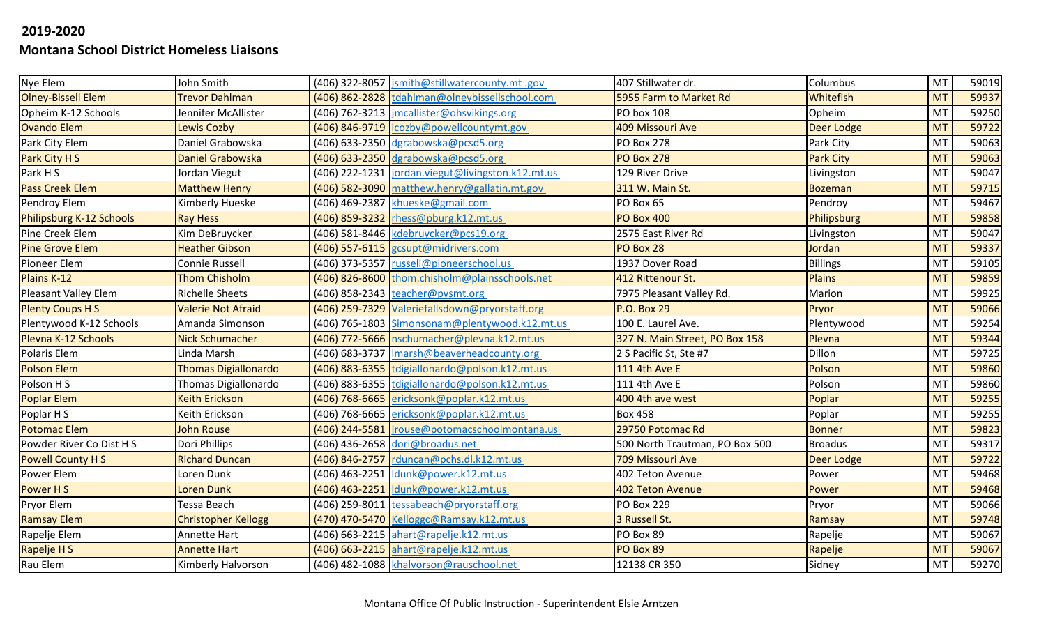**2019-2020**

**Montana School District Homeless Liaisons**

| | | | | | | | |
|---|---|---|---|---|---|---|---|
| Nye Elem | John Smith | (406) 322-8057 | jsmith@stillwatercounty.mt .gov | 407 Stillwater dr. | Columbus | MT | 59019 |
| Olney-Bissell Elem | Trevor Dahlman | (406) 862-2828 | tdahlman@olneybissellschool.com | 5955 Farm to Market Rd | Whitefish | MT | 59937 |
| Opheim K-12 Schools | Jennifer McAllister | (406) 762-3213 | jmcallister@ohsvikings.org | PO box 108 | Opheim | MT | 59250 |
| Ovando Elem | Lewis Cozby | (406) 846-9719 | lcozby@powellcountymt.gov | 409 Missouri Ave | Deer Lodge | MT | 59722 |
| Park City Elem | Daniel Grabowska | (406) 633-2350 | dgrabowska@pcsd5.org | PO Box 278 | Park City | MT | 59063 |
| Park City H S | Daniel Grabowska | (406) 633-2350 | dgrabowska@pcsd5.org | PO Box 278 | Park City | MT | 59063 |
| Park H S | Jordan Viegut | (406) 222-1231 | jordan.viegut@livingston.k12.mt.us | 129 River Drive | Livingston | MT | 59047 |
| Pass Creek Elem | Matthew Henry | (406) 582-3090 | matthew.henry@gallatin.mt.gov | 311 W. Main St. | Bozeman | MT | 59715 |
| Pendroy Elem | Kimberly Hueske | (406) 469-2387 | khueske@gmail.com | PO Box 65 | Pendroy | MT | 59467 |
| Philipsburg K-12 Schools | Ray Hess | (406) 859-3232 | rhess@pburg.k12.mt.us | PO Box 400 | Philipsburg | MT | 59858 |
| Pine Creek Elem | Kim DeBruycker | (406) 581-8446 | kdebruycker@pcs19.org | 2575 East River Rd | Livingston | MT | 59047 |
| Pine Grove Elem | Heather Gibson | (406) 557-6115 | gcsupt@midrivers.com | PO Box 28 | Jordan | MT | 59337 |
| Pioneer Elem | Connie Russell | (406) 373-5357 | russell@pioneerschool.us | 1937 Dover Road | Billings | MT | 59105 |
| Plains K-12 | Thom Chisholm | (406) 826-8600 | thom.chisholm@plainsschools.net | 412 Rittenour St. | Plains | MT | 59859 |
| Pleasant Valley Elem | Richelle Sheets | (406) 858-2343 | teacher@pvsmt.org | 7975 Pleasant Valley Rd. | Marion | MT | 59925 |
| Plenty Coups H S | Valerie Not Afraid | (406) 259-7329 | Valeriefallsdown@pryorstaff.org | P.O. Box 29 | Pryor | MT | 59066 |
| Plentywood K-12 Schools | Amanda Simonson | (406) 765-1803 | Simonsonam@plentywood.k12.mt.us | 100 E. Laurel Ave. | Plentywood | MT | 59254 |
| Plevna K-12 Schools | Nick Schumacher | (406) 772-5666 | nschumacher@plevna.k12.mt.us | 327 N. Main Street, PO Box 158 | Plevna | MT | 59344 |
| Polaris Elem | Linda Marsh | (406) 683-3737 | lmarsh@beaverheadcounty.org | 2 S Pacific St, Ste #7 | Dillon | MT | 59725 |
| Polson Elem | Thomas Digiallonardo | (406) 883-6355 | tdigiallonardo@polson.k12.mt.us | 111 4th Ave E | Polson | MT | 59860 |
| Polson H S | Thomas Digiallonardo | (406) 883-6355 | tdigiallonardo@polson.k12.mt.us | 111 4th Ave E | Polson | MT | 59860 |
| Poplar Elem | Keith Erickson | (406) 768-6665 | ericksonk@poplar.k12.mt.us | 400 4th ave west | Poplar | MT | 59255 |
| Poplar H S | Keith Erickson | (406) 768-6665 | ericksonk@poplar.k12.mt.us | Box 458 | Poplar | MT | 59255 |
| Potomac Elem | John Rouse | (406) 244-5581 | jrouse@potomacschoolmontana.us | 29750 Potomac Rd | Bonner | MT | 59823 |
| Powder River Co Dist H S | Dori Phillips | (406) 436-2658 | dori@broadus.net | 500 North Trautman, PO Box 500 | Broadus | MT | 59317 |
| Powell County H S | Richard Duncan | (406) 846-2757 | rduncan@pchs.dl.k12.mt.us | 709 Missouri Ave | Deer Lodge | MT | 59722 |
| Power Elem | Loren Dunk | (406) 463-2251 | ldunk@power.k12.mt.us | 402 Teton Avenue | Power | MT | 59468 |
| Power H S | Loren Dunk | (406) 463-2251 | ldunk@power.k12.mt.us | 402 Teton Avenue | Power | MT | 59468 |
| Pryor Elem | Tessa Beach | (406) 259-8011 | tessabeach@pryorstaff.org | PO Box 229 | Pryor | MT | 59066 |
| Ramsay Elem | Christopher Kellogg | (470) 470-5470 | Kelloggc@Ramsay.k12.mt.us | 3 Russell St. | Ramsay | MT | 59748 |
| Rapelje Elem | Annette Hart | (406) 663-2215 | ahart@rapelje.k12.mt.us | PO Box 89 | Rapelje | MT | 59067 |
| Rapelje H S | Annette Hart | (406) 663-2215 | ahart@rapelje.k12.mt.us | PO Box 89 | Rapelje | MT | 59067 |
| Rau Elem | Kimberly Halvorson | (406) 482-1088 | khalvorson@rauschool.net | 12138 CR 350 | Sidney | MT | 59270 |

Montana Office Of Public Instruction - Superintendent Elsie Arntzen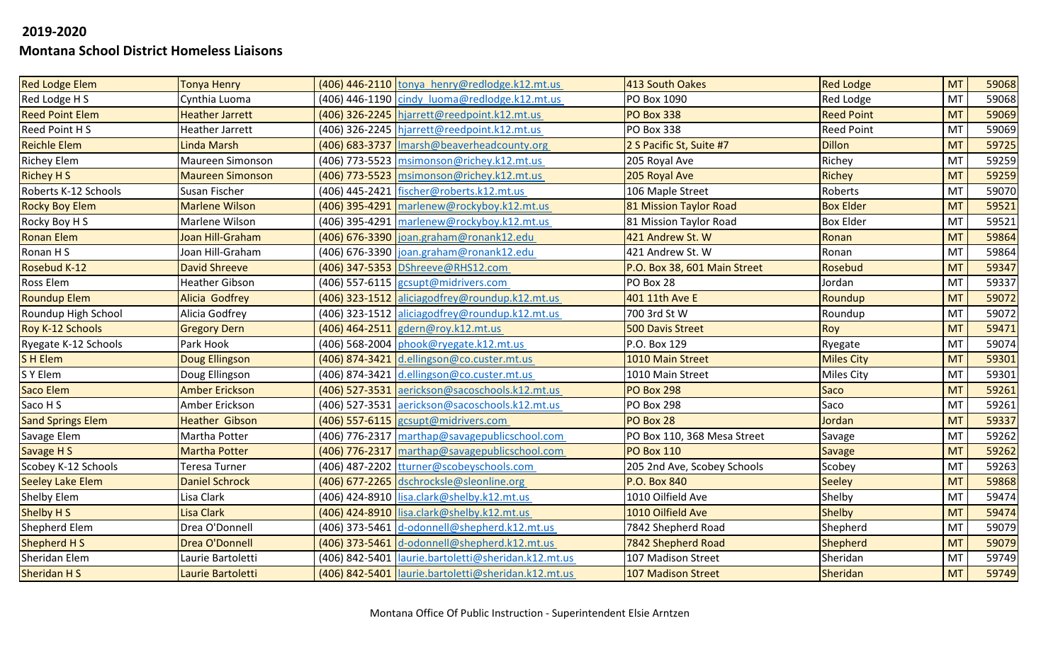**2019-2020**

**Montana School District Homeless Liaisons**

| | | | | | | | |
|---|---|---|---|---|---|---|---|
| Red Lodge Elem | Tonya Henry | (406) 446-2110 | tonya_henry@redlodge.k12.mt.us | 413 South Oakes | Red Lodge | MT | 59068 |
| Red Lodge H S | Cynthia Luoma | (406) 446-1190 | cindy_luoma@redlodge.k12.mt.us | PO Box 1090 | Red Lodge | MT | 59068 |
| Reed Point Elem | Heather Jarrett | (406) 326-2245 | hjarrett@reedpoint.k12.mt.us | PO Box 338 | Reed Point | MT | 59069 |
| Reed Point H S | Heather Jarrett | (406) 326-2245 | hjarrett@reedpoint.k12.mt.us | PO Box 338 | Reed Point | MT | 59069 |
| Reichle Elem | Linda Marsh | (406) 683-3737 | lmarsh@beaverheadcounty.org | 2 S Pacific St, Suite #7 | Dillon | MT | 59725 |
| Richey Elem | Maureen Simonson | (406) 773-5523 | msimonson@richey.k12.mt.us | 205 Royal Ave | Richey | MT | 59259 |
| Richey H S | Maureen Simonson | (406) 773-5523 | msimonson@richey.k12.mt.us | 205 Royal Ave | Richey | MT | 59259 |
| Roberts K-12 Schools | Susan Fischer | (406) 445-2421 | fischer@roberts.k12.mt.us | 106 Maple Street | Roberts | MT | 59070 |
| Rocky Boy Elem | Marlene Wilson | (406) 395-4291 | marlenew@rockyboy.k12.mt.us | 81 Mission Taylor Road | Box Elder | MT | 59521 |
| Rocky Boy H S | Marlene Wilson | (406) 395-4291 | marlenew@rockyboy.k12.mt.us | 81 Mission Taylor Road | Box Elder | MT | 59521 |
| Ronan Elem | Joan Hill-Graham | (406) 676-3390 | joan.graham@ronank12.edu | 421 Andrew St. W | Ronan | MT | 59864 |
| Ronan H S | Joan Hill-Graham | (406) 676-3390 | joan.graham@ronank12.edu | 421 Andrew St. W | Ronan | MT | 59864 |
| Rosebud K-12 | David Shreeve | (406) 347-5353 | DShreeve@RHS12.com | P.O. Box 38, 601 Main Street | Rosebud | MT | 59347 |
| Ross Elem | Heather Gibson | (406) 557-6115 | gcsupt@midrivers.com | PO Box 28 | Jordan | MT | 59337 |
| Roundup Elem | Alicia Godfrey | (406) 323-1512 | aliciagodfrey@roundup.k12.mt.us | 401 11th Ave E | Roundup | MT | 59072 |
| Roundup High School | Alicia Godfrey | (406) 323-1512 | aliciagodfrey@roundup.k12.mt.us | 700 3rd St W | Roundup | MT | 59072 |
| Roy K-12 Schools | Gregory Dern | (406) 464-2511 | gdern@roy.k12.mt.us | 500 Davis Street | Roy | MT | 59471 |
| Ryegate K-12 Schools | Park Hook | (406) 568-2004 | phook@ryegate.k12.mt.us | P.O. Box 129 | Ryegate | MT | 59074 |
| S H Elem | Doug Ellingson | (406) 874-3421 | d.ellingson@co.custer.mt.us | 1010 Main Street | Miles City | MT | 59301 |
| S Y Elem | Doug Ellingson | (406) 874-3421 | d.ellingson@co.custer.mt.us | 1010 Main Street | Miles City | MT | 59301 |
| Saco Elem | Amber Erickson | (406) 527-3531 | aerickson@sacoschools.k12.mt.us | PO Box 298 | Saco | MT | 59261 |
| Saco H S | Amber Erickson | (406) 527-3531 | aerickson@sacoschools.k12.mt.us | PO Box 298 | Saco | MT | 59261 |
| Sand Springs Elem | Heather Gibson | (406) 557-6115 | gcsupt@midrivers.com | PO Box 28 | Jordan | MT | 59337 |
| Savage Elem | Martha Potter | (406) 776-2317 | marthap@savagepublicschool.com | PO Box 110, 368 Mesa Street | Savage | MT | 59262 |
| Savage H S | Martha Potter | (406) 776-2317 | marthap@savagepublicschool.com | PO Box 110 | Savage | MT | 59262 |
| Scobey K-12 Schools | Teresa Turner | (406) 487-2202 | tturner@scobeyschools.com | 205 2nd Ave, Scobey Schools | Scobey | MT | 59263 |
| Seeley Lake Elem | Daniel Schrock | (406) 677-2265 | dschrockse@sleonline.org | P.O. Box 840 | Seeley | MT | 59868 |
| Shelby Elem | Lisa Clark | (406) 424-8910 | lisa.clark@shelby.k12.mt.us | 1010 Oilfield Ave | Shelby | MT | 59474 |
| Shelby H S | Lisa Clark | (406) 424-8910 | lisa.clark@shelby.k12.mt.us | 1010 Oilfield Ave | Shelby | MT | 59474 |
| Shepherd Elem | Drea O'Donnell | (406) 373-5461 | d-odonnell@shepherd.k12.mt.us | 7842 Shepherd Road | Shepherd | MT | 59079 |
| Shepherd H S | Drea O'Donnell | (406) 373-5461 | d-odonnell@shepherd.k12.mt.us | 7842 Shepherd Road | Shepherd | MT | 59079 |
| Sheridan Elem | Laurie Bartoletti | (406) 842-5401 | laurie.bartoletti@sheridan.k12.mt.us | 107 Madison Street | Sheridan | MT | 59749 |
| Sheridan H S | Laurie Bartoletti | (406) 842-5401 | laurie.bartoletti@sheridan.k12.mt.us | 107 Madison Street | Sheridan | MT | 59749 |

Montana Office Of Public Instruction - Superintendent Elsie Arntzen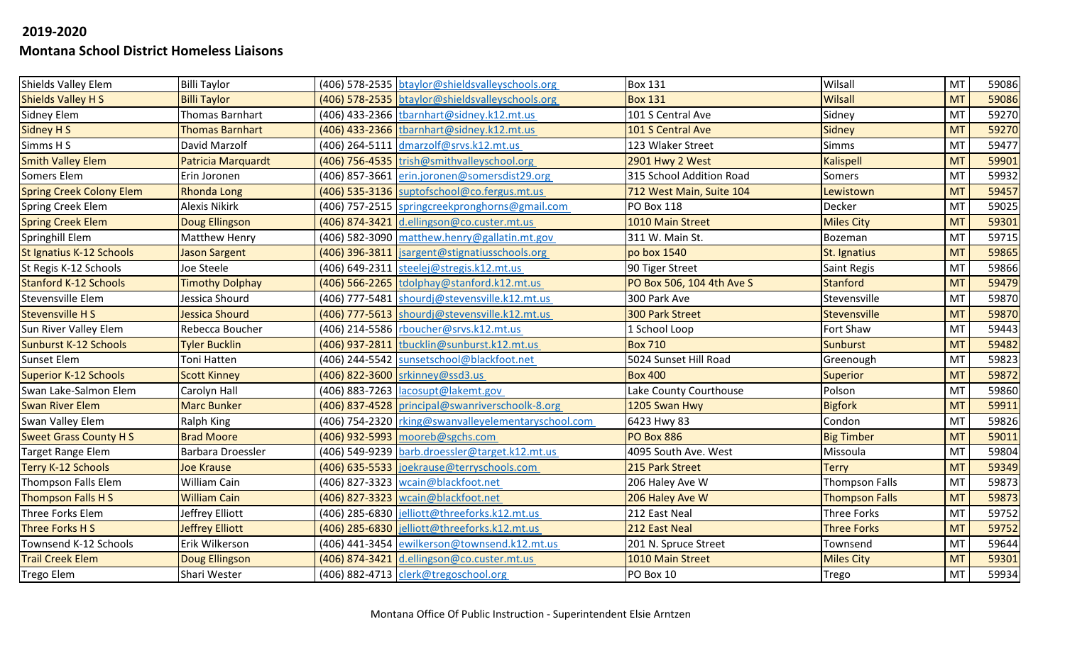**2019-2020**

**Montana School District Homeless Liaisons**

| | | | | | | | |
|---|---|---|---|---|---|---|---|
| Shields Valley Elem | Billi Taylor | (406) 578-2535 | btaylor@shieldsvalleyschools.org | Box 131 | Wilsall | MT | 59086 |
| Shields Valley H S | Billi Taylor | (406) 578-2535 | btaylor@shieldsvalleyschools.org | Box 131 | Wilsall | MT | 59086 |
| Sidney Elem | Thomas Barnhart | (406) 433-2366 | tbarnhart@sidney.k12.mt.us | 101 S Central Ave | Sidney | MT | 59270 |
| Sidney H S | Thomas Barnhart | (406) 433-2366 | tbarnhart@sidney.k12.mt.us | 101 S Central Ave | Sidney | MT | 59270 |
| Simms H S | David Marzolf | (406) 264-5111 | dmarzolf@srvs.k12.mt.us | 123 Wlaker Street | Simms | MT | 59477 |
| Smith Valley Elem | Patricia Marquardt | (406) 756-4535 | trish@smithvalleyschool.org | 2901 Hwy 2 West | Kalispell | MT | 59901 |
| Somers Elem | Erin Joronen | (406) 857-3661 | erin.joronen@somersdist29.org | 315 School Addition Road | Somers | MT | 59932 |
| Spring Creek Colony Elem | Rhonda Long | (406) 535-3136 | suptofschool@co.fergus.mt.us | 712 West Main, Suite 104 | Lewistown | MT | 59457 |
| Spring Creek Elem | Alexis Nikirk | (406) 757-2515 | springcreekpronghorns@gmail.com | PO Box 118 | Decker | MT | 59025 |
| Spring Creek Elem | Doug Ellingson | (406) 874-3421 | d.ellingson@co.custer.mt.us | 1010 Main Street | Miles City | MT | 59301 |
| Springhill Elem | Matthew Henry | (406) 582-3090 | matthew.henry@gallatin.mt.gov | 311 W. Main St. | Bozeman | MT | 59715 |
| St Ignatius K-12 Schools | Jason Sargent | (406) 396-3811 | jsargent@stignatiusschools.org | po box 1540 | St. Ignatius | MT | 59865 |
| St Regis K-12 Schools | Joe Steele | (406) 649-2311 | steelej@stregis.k12.mt.us | 90 Tiger Street | Saint Regis | MT | 59866 |
| Stanford K-12 Schools | Timothy Dolphay | (406) 566-2265 | tdolphay@stanford.k12.mt.us | PO Box 506, 104 4th Ave S | Stanford | MT | 59479 |
| Stevensville Elem | Jessica Shourd | (406) 777-5481 | shourdj@stevensville.k12.mt.us | 300 Park Ave | Stevensville | MT | 59870 |
| Stevensville H S | Jessica Shourd | (406) 777-5613 | shourdj@stevensville.k12.mt.us | 300 Park Street | Stevensville | MT | 59870 |
| Sun River Valley Elem | Rebecca Boucher | (406) 214-5586 | rboucher@srvs.k12.mt.us | 1 School Loop | Fort Shaw | MT | 59443 |
| Sunburst K-12 Schools | Tyler Bucklin | (406) 937-2811 | tbucklin@sunburst.k12.mt.us | Box 710 | Sunburst | MT | 59482 |
| Sunset Elem | Toni Hatten | (406) 244-5542 | sunsetschool@blackfoot.net | 5024 Sunset Hill Road | Greenough | MT | 59823 |
| Superior K-12 Schools | Scott Kinney | (406) 822-3600 | srkinney@ssd3.us | Box 400 | Superior | MT | 59872 |
| Swan Lake-Salmon Elem | Carolyn Hall | (406) 883-7263 | lacosupt@lakemt.gov | Lake County Courthouse | Polson | MT | 59860 |
| Swan River Elem | Marc Bunker | (406) 837-4528 | principal@swanriverschoolk-8.org | 1205 Swan Hwy | Bigfork | MT | 59911 |
| Swan Valley Elem | Ralph King | (406) 754-2320 | rking@swanvalleyelementaryschool.com | 6423 Hwy 83 | Condon | MT | 59826 |
| Sweet Grass County H S | Brad Moore | (406) 932-5993 | mooreb@sgchs.com | PO Box 886 | Big Timber | MT | 59011 |
| Target Range Elem | Barbara Droessler | (406) 549-9239 | barb.droessler@target.k12.mt.us | 4095 South Ave. West | Missoula | MT | 59804 |
| Terry K-12 Schools | Joe Krause | (406) 635-5533 | joekrause@terryschools.com | 215 Park Street | Terry | MT | 59349 |
| Thompson Falls Elem | William Cain | (406) 827-3323 | wcain@blackfoot.net | 206 Haley Ave W | Thompson Falls | MT | 59873 |
| Thompson Falls H S | William Cain | (406) 827-3323 | wcain@blackfoot.net | 206 Haley Ave W | Thompson Falls | MT | 59873 |
| Three Forks Elem | Jeffrey Elliott | (406) 285-6830 | jelliott@threeforks.k12.mt.us | 212 East Neal | Three Forks | MT | 59752 |
| Three Forks H S | Jeffrey Elliott | (406) 285-6830 | jelliott@threeforks.k12.mt.us | 212 East Neal | Three Forks | MT | 59752 |
| Townsend K-12 Schools | Erik Wilkerson | (406) 441-3454 | ewilkerson@townsend.k12.mt.us | 201 N. Spruce Street | Townsend | MT | 59644 |
| Trail Creek Elem | Doug Ellingson | (406) 874-3421 | d.ellingson@co.custer.mt.us | 1010 Main Street | Miles City | MT | 59301 |
| Trego Elem | Shari Wester | (406) 882-4713 | clerk@tregoschool.org | PO Box 10 | Trego | MT | 59934 |

Montana Office Of Public Instruction - Superintendent Elsie Arntzen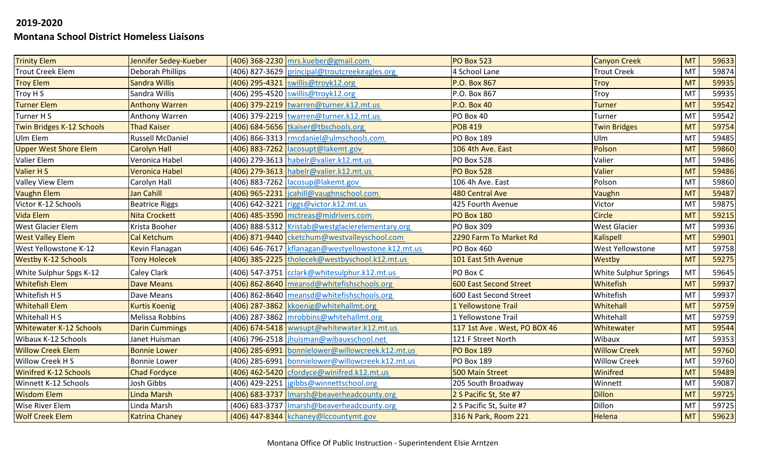## 2019-2020

## Montana School District Homeless Liaisons

| | | | | | | | |
|---|---|---|---|---|---|---|---|
| Trinity Elem | Jennifer Sedey-Kueber | (406) 368-2230 | mrs.kueber@gmail.com | PO Box 523 | Canyon Creek | MT | 59633 |
| Trout Creek Elem | Deborah Phillips | (406) 827-3629 | principal@troutcreekeagles.org | 4 School Lane | Trout Creek | MT | 59874 |
| Troy Elem | Sandra Willis | (406) 295-4321 | swillis@troyk12.org | P.O. Box 867 | Troy | MT | 59935 |
| Troy H S | Sandra Willis | (406) 295-4520 | swillis@troyk12.org | P.O. Box 867 | Troy | MT | 59935 |
| Turner Elem | Anthony Warren | (406) 379-2219 | twarren@turner.k12.mt.us | P.O. Box 40 | Turner | MT | 59542 |
| Turner H S | Anthony Warren | (406) 379-2219 | twarren@turner.k12.mt.us | PO Box 40 | Turner | MT | 59542 |
| Twin Bridges K-12 Schools | Thad Kaiser | (406) 684-5656 | tkaiser@tbschools.org | POB 419 | Twin Bridges | MT | 59754 |
| Ulm Elem | Russell McDaniel | (406) 866-3313 | rmcdaniel@ulmschools.com | PO Box 189 | Ulm | MT | 59485 |
| Upper West Shore Elem | Carolyn Hall | (406) 883-7262 | lacosupt@lakemt.gov | 106 4th Ave. East | Polson | MT | 59860 |
| Valier Elem | Veronica Habel | (406) 279-3613 | habelr@valier.k12.mt.us | PO Box 528 | Valier | MT | 59486 |
| Valier H S | Veronica Habel | (406) 279-3613 | habelr@valier.k12.mt.us | PO Box 528 | Valier | MT | 59486 |
| Valley View Elem | Carolyn Hall | (406) 883-7262 | lacosup@lakemt.gov | 106 4h Ave. East | Polson | MT | 59860 |
| Vaughn Elem | Jan Cahill | (406) 965-2231 | jcahill@vaughnschool.com | 480 Central Ave | Vaughn | MT | 59487 |
| Victor K-12 Schools | Beatrice Riggs | (406) 642-3221 | riggs@victor.k12.mt.us | 425 Fourth Avenue | Victor | MT | 59875 |
| Vida Elem | Nita Crockett | (406) 485-3590 | mctreas@midrivers.com | PO Box 180 | Circle | MT | 59215 |
| West Glacier Elem | Krista Booher | (406) 888-5312 | Kristab@westglacierelementary.org | PO Box 309 | West Glacier | MT | 59936 |
| West Valley Elem | Cal Ketchum | (406) 871-9440 | cketchum@westvalleyschool.com | 2290 Farm To Market Rd | Kalispell | MT | 59901 |
| West Yellowstone K-12 | Kevin Flanagan | (406) 646-7617 | kflanagan@westyellowstone.k12.mt.us | PO Box 460 | West Yellowstone | MT | 59758 |
| Westby K-12 Schools | Tony Holecek | (406) 385-2225 | tholecek@westbyschool.k12.mt.us | 101 East 5th Avenue | Westby | MT | 59275 |
| White Sulphur Spgs K-12 | Caley Clark | (406) 547-3751 | cclark@whitesulphur.k12.mt.us | PO Box C | White Sulphur Springs | MT | 59645 |
| Whitefish Elem | Dave Means | (406) 862-8640 | meansd@whitefishschools.org | 600 East Second Street | Whitefish | MT | 59937 |
| Whitefish H S | Dave Means | (406) 862-8640 | meansd@whitefishschools.org | 600 East Second Street | Whitefish | MT | 59937 |
| Whitehall Elem | Kurtis Koenig | (406) 287-3862 | kkoenig@whitehallmt.org | 1 Yellowstone Trail | Whitehall | MT | 59759 |
| Whitehall H S | Melissa Robbins | (406) 287-3862 | mrobbins@whitehallmt.org | 1 Yellowstone Trail | Whitehall | MT | 59759 |
| Whitewater K-12 Schools | Darin Cummings | (406) 674-5418 | wwsupt@whitewater.k12.mt.us | 117 1st Ave . West, PO BOX 46 | Whitewater | MT | 59544 |
| Wibaux K-12 Schools | Janet Huisman | (406) 796-2518 | jhuisman@wibauxschool.net | 121 F Street North | Wibaux | MT | 59353 |
| Willow Creek Elem | Bonnie Lower | (406) 285-6991 | bonnielower@willowcreek.k12.mt.us | PO Box 189 | Willow Creek | MT | 59760 |
| Willow Creek H S | Bonnie Lower | (406) 285-6991 | bonnielower@willowcreek.k12.mt.us | PO Box 189 | Willow Creek | MT | 59760 |
| Winifred K-12 Schools | Chad Fordyce | (406) 462-5420 | cfordyce@winifred.k12.mt.us | 500 Main Street | Winifred | MT | 59489 |
| Winnett K-12 Schools | Josh Gibbs | (406) 429-2251 | jgibbs@winnettschool.org | 205 South Broadway | Winnett | MT | 59087 |
| Wisdom Elem | Linda Marsh | (406) 683-3737 | lmarsh@beaverheadcounty.org | 2 S Pacific St, Ste #7 | Dillon | MT | 59725 |
| Wise River Elem | Linda Marsh | (406) 683-3737 | lmarsh@beaverheadcounty.org | 2 S Pacific St, Suite #7 | Dillon | MT | 59725 |
| Wolf Creek Elem | Katrina Chaney | (406) 447-8344 | kchaney@lccountymt.gov | 316 N Park, Room 221 | Helena | MT | 59623 |

Montana Office Of Public Instruction - Superintendent Elsie Arntzen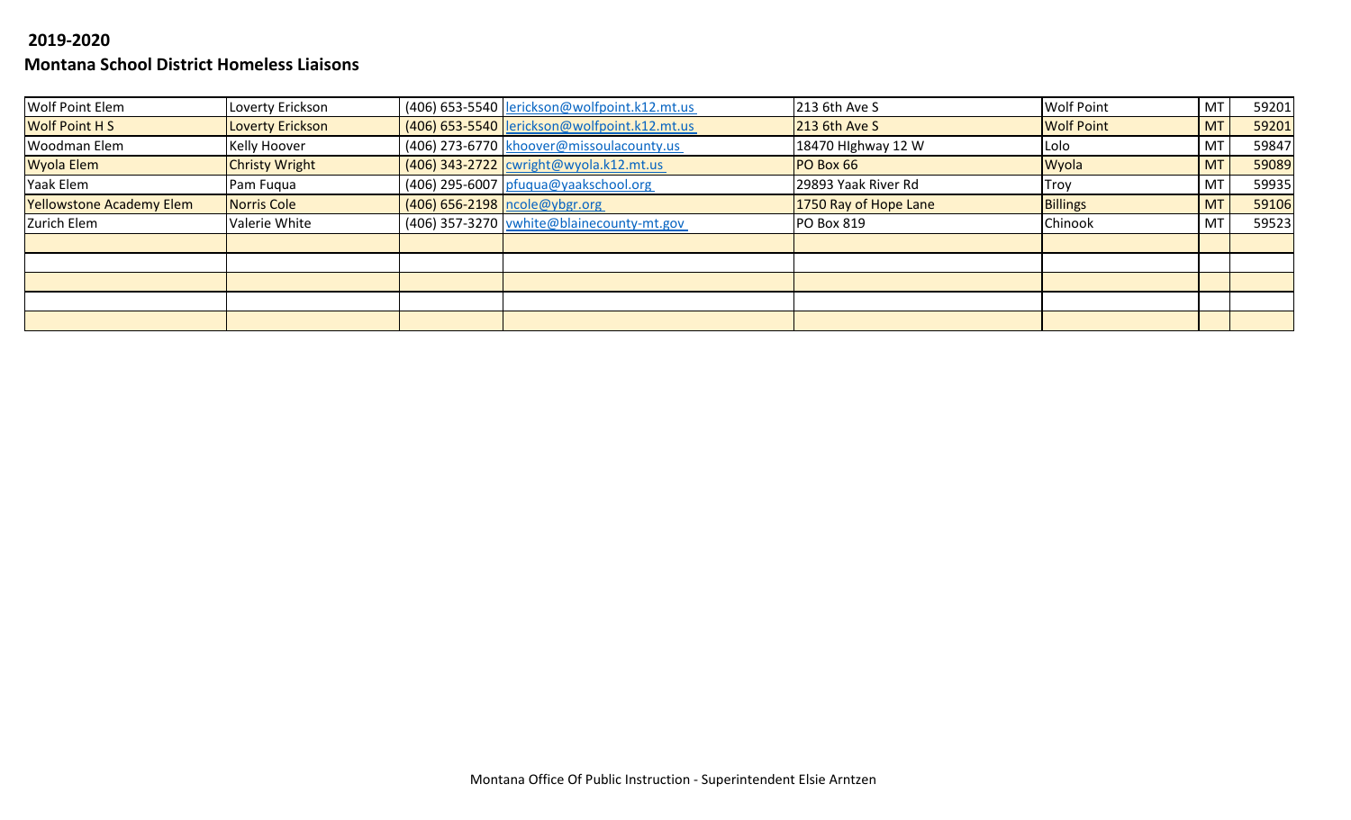**2019-2020**

**Montana School District Homeless Liaisons**

| | | | | | | | |
|---|---|---|---|---|---|---|---|
| Wolf Point Elem | Loverty Erickson | (406) 653-5540 | lerickson@wolfpoint.k12.mt.us | 213 6th Ave S | Wolf Point | MT | 59201 |
| Wolf Point H S | Loverty Erickson | (406) 653-5540 | lerickson@wolfpoint.k12.mt.us | 213 6th Ave S | Wolf Point | MT | 59201 |
| Woodman Elem | Kelly Hoover | (406) 273-6770 | khoover@missoulacounty.us | 18470 HIghway 12 W | Lolo | MT | 59847 |
| Wyola Elem | Christy Wright | (406) 343-2722 | cwright@wyola.k12.mt.us | PO Box 66 | Wyola | MT | 59089 |
| Yaak Elem | Pam Fuqua | (406) 295-6007 | pfuqua@yaakschool.org | 29893 Yaak River Rd | Troy | MT | 59935 |
| Yellowstone Academy Elem | Norris Cole | (406) 656-2198 | ncole@ybgr.org | 1750 Ray of Hope Lane | Billings | MT | 59106 |
| Zurich Elem | Valerie White | (406) 357-3270 | vwhite@blainecounty-mt.gov | PO Box 819 | Chinook | MT | 59523 |
| | | | | | | | |
| | | | | | | | |
| | | | | | | | |
| | | | | | | | |
| | | | | | | | |

Montana Office Of Public Instruction - Superintendent Elsie Arntzen